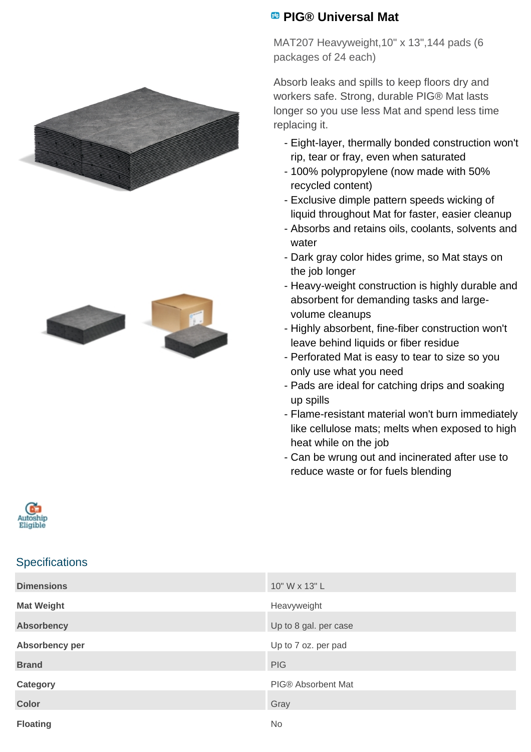# PIG® Universal Mat

MAT207 Heavyweight,10" x 13",144 pads (6 packages of 24 each)

Absorb leaks and spills to keep floors dry and workers safe. Strong, durable PIG® Mat lasts longer so you use less Mat and spend less time replacing it.

- Eight-layer, thermally bonded construction won't rip, tear or fray, even when saturated
- 100% polypropylene (now made with 50% recycled content)
- Exclusive dimple pattern speeds wicking of liquid throughout Mat for faster, easier cleanup
- Absorbs and retains oils, coolants, solvents and water
- Dark gray color hides grime, so Mat stays on the job longer
- Heavy-weight construction is highly durable and absorbent for demanding tasks and large-volume cleanups
- Highly absorbent, fine-fiber construction won't leave behind liquids or fiber residue
- Perforated Mat is easy to tear to size so you only use what you need
- Pads are ideal for catching drips and soaking up spills
- Flame-resistant material won't burn immediately like cellulose mats; melts when exposed to high heat while on the job
- Can be wrung out and incinerated after use to reduce waste or for fuels blending

Autoship Eligible

## Specifications

| | |
|---|---|
| **Dimensions** | 10" W x 13" L |
| **Mat Weight** | Heavyweight |
| **Absorbency** | Up to 8 gal. per case |
| **Absorbency per** | Up to 7 oz. per pad |
| **Brand** | PIG |
| **Category** | PIG® Absorbent Mat |
| **Color** | Gray |
| **Floating** | No |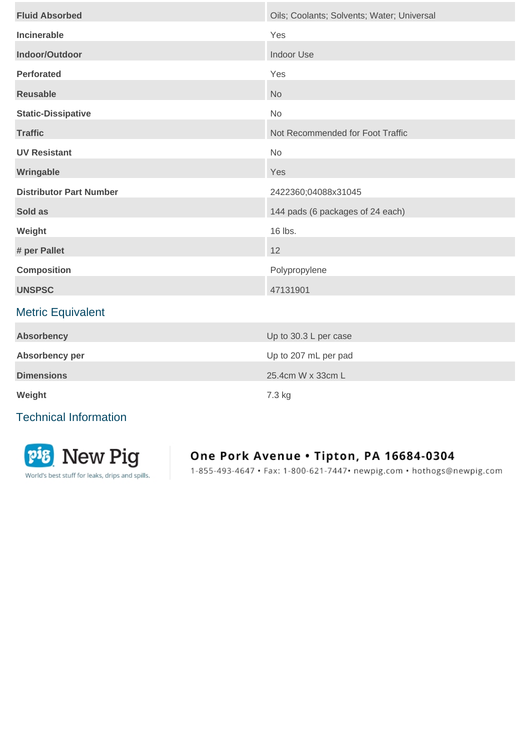| | |
|---|---|
| **Fluid Absorbed** | Oils; Coolants; Solvents; Water; Universal |
| **Incinerable** | Yes |
| **Indoor/Outdoor** | Indoor Use |
| **Perforated** | Yes |
| **Reusable** | No |
| **Static-Dissipative** | No |
| **Traffic** | Not Recommended for Foot Traffic |
| **UV Resistant** | No |
| **Wringable** | Yes |
| **Distributor Part Number** | 2422360;04088x31045 |
| **Sold as** | 144 pads (6 packages of 24 each) |
| **Weight** | 16 lbs. |
| **# per Pallet** | 12 |
| **Composition** | Polypropylene |
| **UNSPSC** | 47131901 |

## Metric Equivalent

| | |
|---|---|
| **Absorbency** | Up to 30.3 L per case |
| **Absorbency per** | Up to 207 mL per pad |
| **Dimensions** | 25.4cm W x 33cm L |
| **Weight** | 7.3 kg |

## Technical Information

New Pig
World's best stuff for leaks, drips and spills.

**One Pork Avenue • Tipton, PA 16684-0304**
1-855-493-4647 • Fax: 1-800-621-7447• newpig.com • hothogs@newpig.com